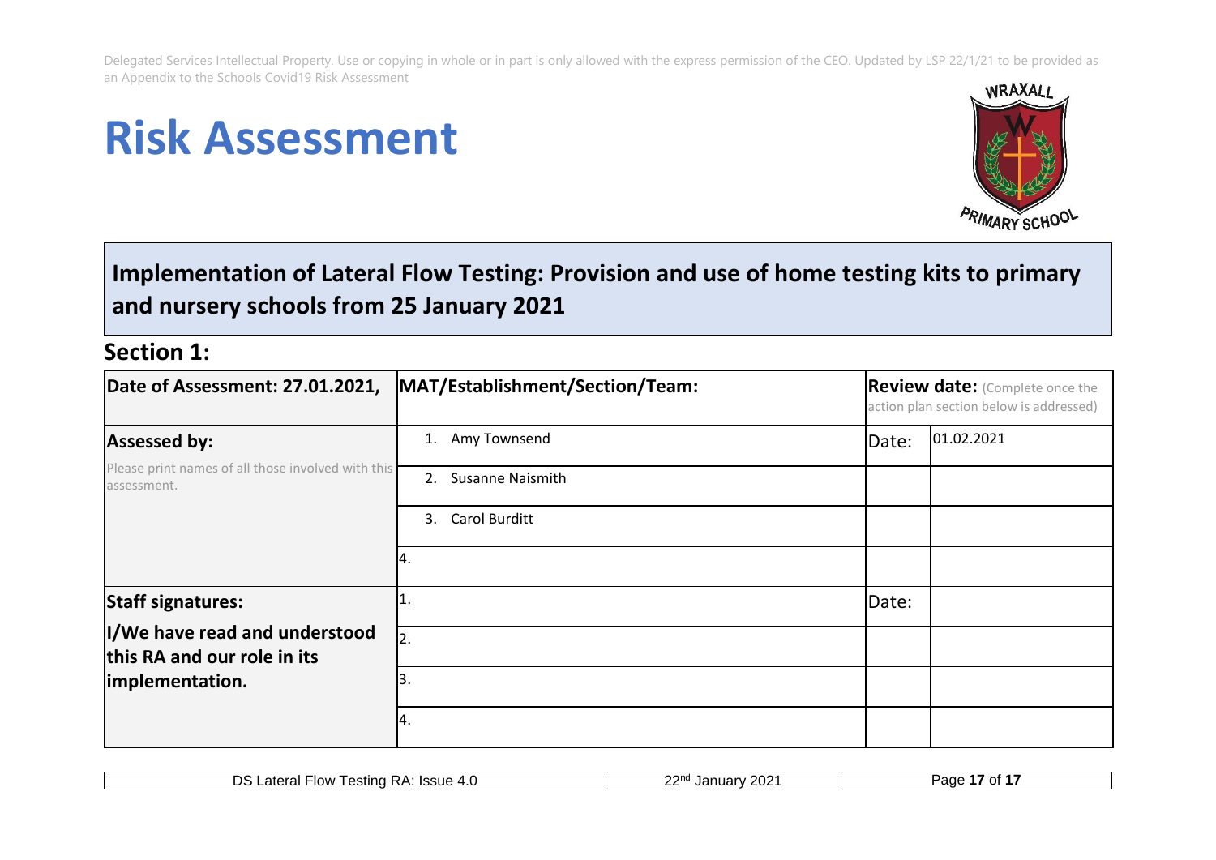Delegated Services Intellectual Property. Use or copying in whole or in part is only allowed with the express permission of the CEO. Updated by LSP 22/1/21 to be provided as an Appendix to the Schools Covid19 Risk Assessment

# Risk Assessment

## Implementation of Lateral Flow Testing: Provision and use of home testing kits to primary and nursery schools from 25 January 2021

## Section 1:

| Date of Assessment: 27.01.2021, | MAT/Establishment/Section/Team: | Review date: (Complete once the action plan section below is addressed) | |
|---|---|---|---|
| **Assessed by:** Please print names of all those involved with this assessment. | 1. Amy Townsend | Date: | 01.02.2021 |
| | 2. Susanne Naismith | | |
| | 3. Carol Burditt | | |
| | 4. | | |
| **Staff signatures:** **I/We have read and understood this RA and our role in its implementation.** | 1. | Date: | |
| | 2. | | |
| | 3. | | |
| | 4. | | |

DS Lateral Flow Testing RA: Issue 4.0 | 22nd January 2021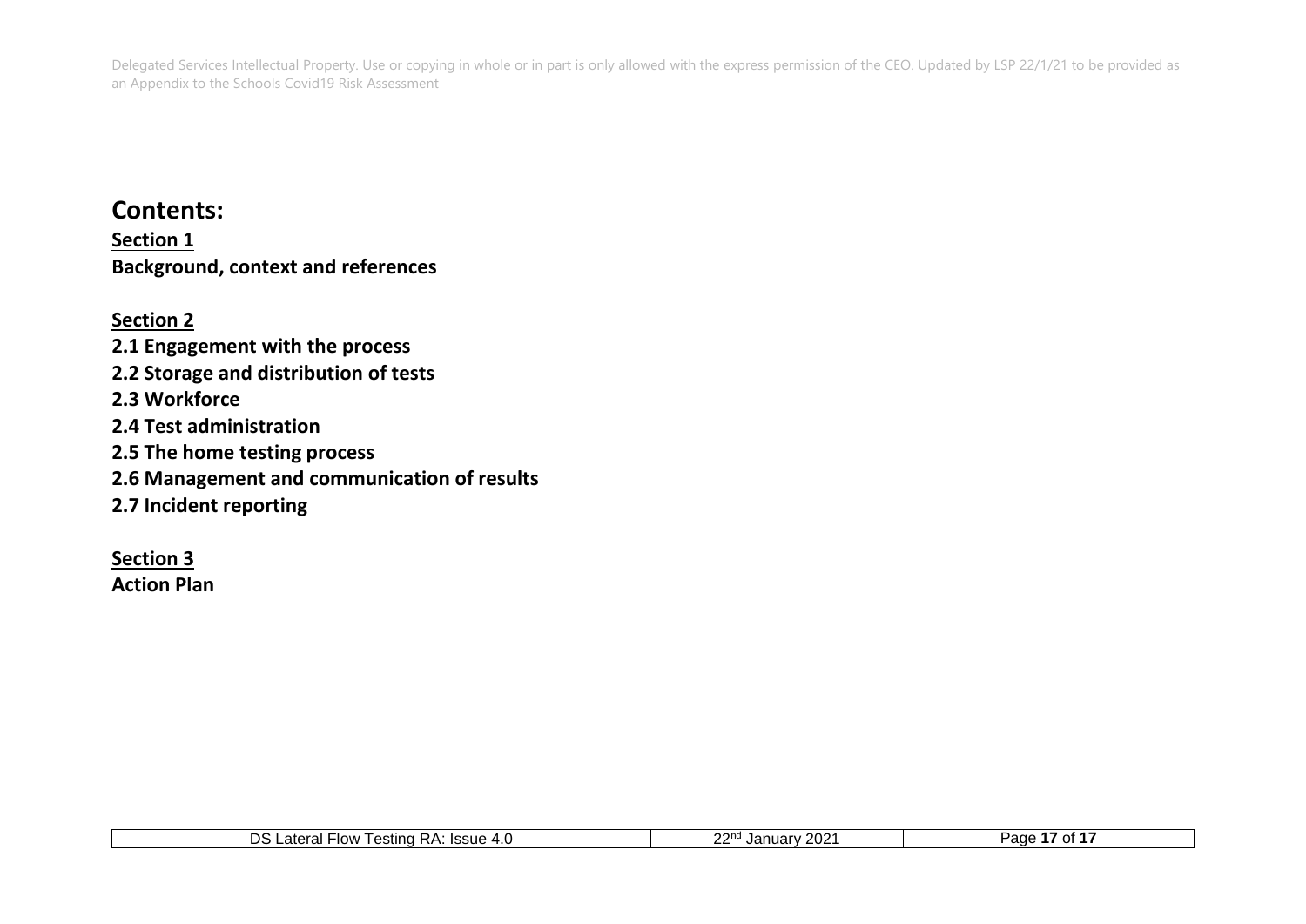# Contents:

**Section 1**

**Background, context and references**

**Section 2**

**2.1 Engagement with the process**

**2.2 Storage and distribution of tests**

**2.3 Workforce**

**2.4 Test administration**

**2.5 The home testing process**

**2.6 Management and communication of results**

**2.7 Incident reporting**

**Section 3**

**Action Plan**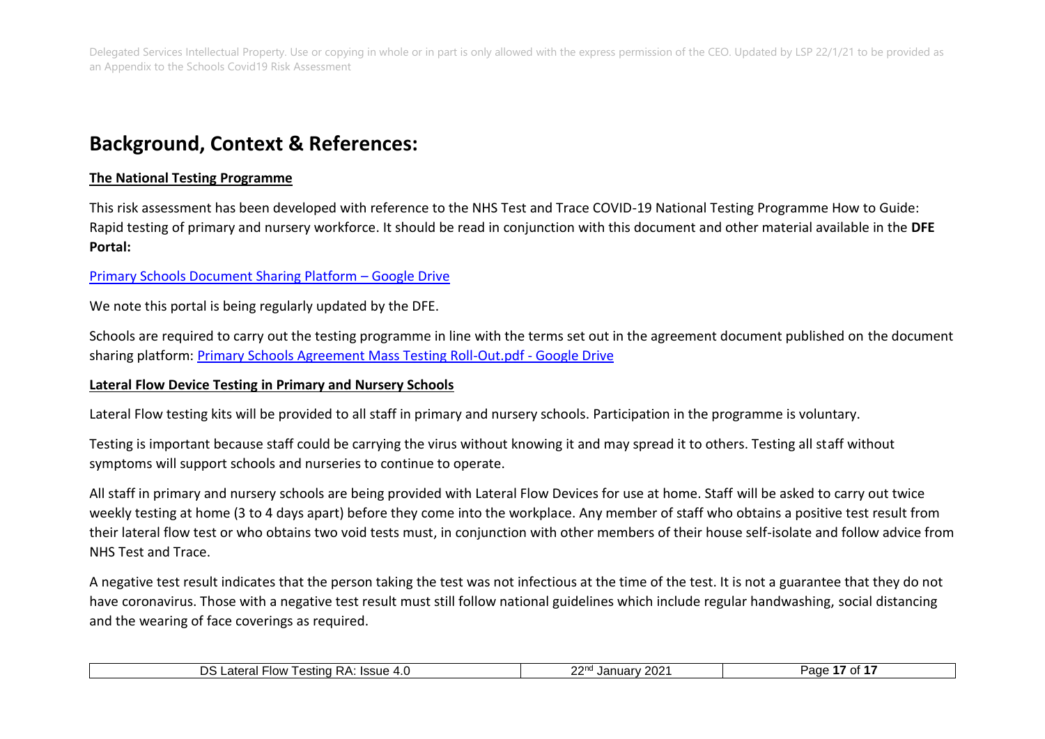## Background, Context & References:

### The National Testing Programme

This risk assessment has been developed with reference to the NHS Test and Trace COVID-19 National Testing Programme How to Guide: Rapid testing of primary and nursery workforce. It should be read in conjunction with this document and other material available in the **DFE Portal:**

[Primary Schools Document Sharing Platform – Google Drive]

We note this portal is being regularly updated by the DFE.

Schools are required to carry out the testing programme in line with the terms set out in the agreement document published on the document sharing platform: [Primary Schools Agreement Mass Testing Roll-Out.pdf - Google Drive]

### Lateral Flow Device Testing in Primary and Nursery Schools

Lateral Flow testing kits will be provided to all staff in primary and nursery schools. Participation in the programme is voluntary.

Testing is important because staff could be carrying the virus without knowing it and may spread it to others. Testing all staff without symptoms will support schools and nurseries to continue to operate.

All staff in primary and nursery schools are being provided with Lateral Flow Devices for use at home. Staff will be asked to carry out twice weekly testing at home (3 to 4 days apart) before they come into the workplace. Any member of staff who obtains a positive test result from their lateral flow test or who obtains two void tests must, in conjunction with other members of their house self-isolate and follow advice from NHS Test and Trace.

A negative test result indicates that the person taking the test was not infectious at the time of the test. It is not a guarantee that they do not have coronavirus. Those with a negative test result must still follow national guidelines which include regular handwashing, social distancing and the wearing of face coverings as required.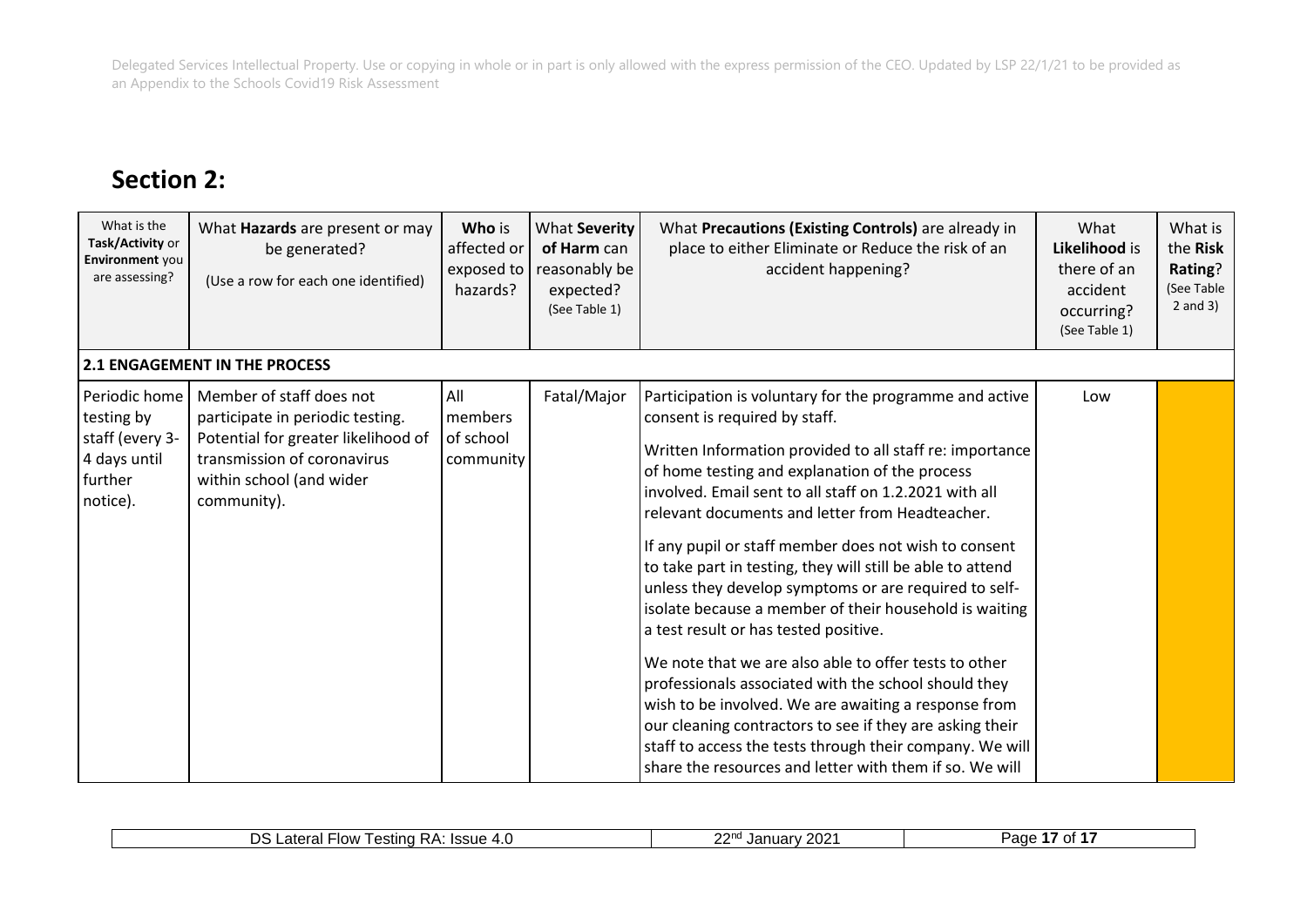## Section 2:

| What is the **Task/Activity** or **Environment** you are assessing? | What **Hazards** are present or may be generated? (Use a row for each one identified) | **Who** is affected or exposed to hazards? | What **Severity of Harm** can reasonably be expected? (See Table 1) | What **Precautions (Existing Controls)** are already in place to either Eliminate or Reduce the risk of an accident happening? | What **Likelihood** is there of an accident occurring? (See Table 1) | What is the **Risk Rating**? (See Table 2 and 3) |
|---|---|---|---|---|---|---|
| **2.1 ENGAGEMENT IN THE PROCESS** | | | | | | |
| Periodic home testing by staff (every 3-4 days until further notice). | Member of staff does not participate in periodic testing. Potential for greater likelihood of transmission of coronavirus within school (and wider community). | All members of school community | Fatal/Major | Participation is voluntary for the programme and active consent is required by staff.<br><br>Written Information provided to all staff re: importance of home testing and explanation of the process involved. Email sent to all staff on 1.2.2021 with all relevant documents and letter from Headteacher.<br><br>If any pupil or staff member does not wish to consent to take part in testing, they will still be able to attend unless they develop symptoms or are required to self-isolate because a member of their household is waiting a test result or has tested positive.<br><br>We note that we are also able to offer tests to other professionals associated with the school should they wish to be involved. We are awaiting a response from our cleaning contractors to see if they are asking their staff to access the tests through their company. We will share the resources and letter with them if so. We will | Low | |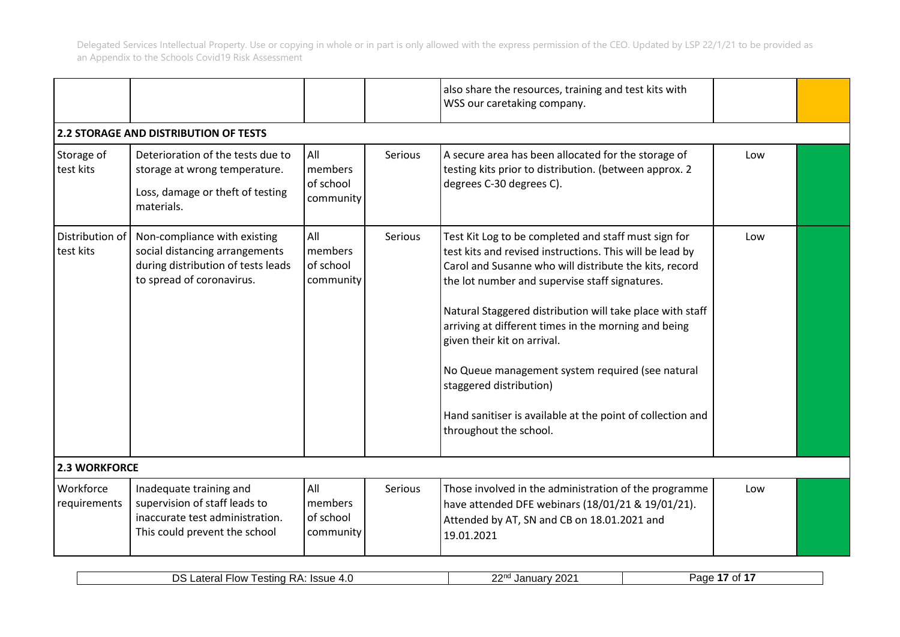| | | | | also share the resources, training and test kits with WSS our caretaking company. | | |
|---|---|---|---|---|---|---|
| **2.2 STORAGE AND DISTRIBUTION OF TESTS** | | | | | | |
| Storage of test kits | Deterioration of the tests due to storage at wrong temperature.<br><br>Loss, damage or theft of testing materials. | All members of school community | Serious | A secure area has been allocated for the storage of testing kits prior to distribution. (between approx. 2 degrees C-30 degrees C). | Low | |
| Distribution of test kits | Non-compliance with existing social distancing arrangements during distribution of tests leads to spread of coronavirus. | All members of school community | Serious | Test Kit Log to be completed and staff must sign for test kits and revised instructions. This will be lead by Carol and Susanne who will distribute the kits, record the lot number and supervise staff signatures.<br><br>Natural Staggered distribution will take place with staff arriving at different times in the morning and being given their kit on arrival.<br><br>No Queue management system required (see natural staggered distribution)<br><br>Hand sanitiser is available at the point of collection and throughout the school. | Low | |
| **2.3 WORKFORCE** | | | | | | |
| Workforce requirements | Inadequate training and supervision of staff leads to inaccurate test administration. This could prevent the school | All members of school community | Serious | Those involved in the administration of the programme have attended DFE webinars (18/01/21 & 19/01/21). Attended by AT, SN and CB on 18.01.2021 and 19.01.2021 | Low | |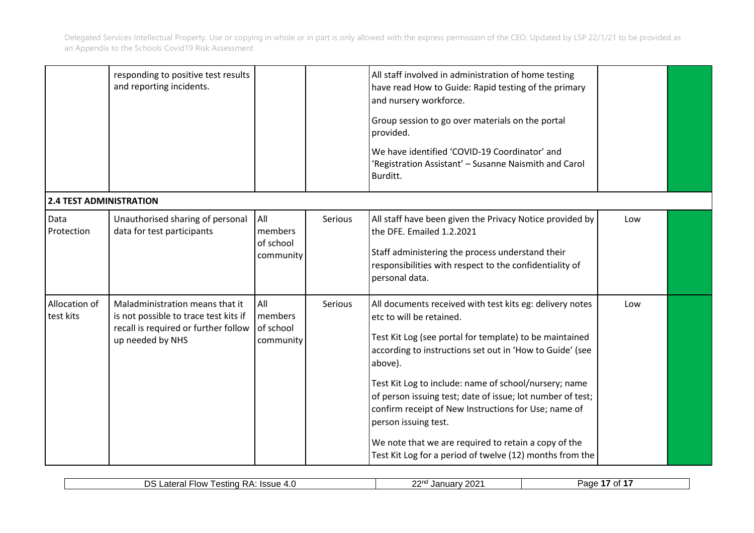| | responding to positive test results and reporting incidents. | | | All staff involved in administration of home testing have read How to Guide: Rapid testing of the primary and nursery workforce.<br><br>Group session to go over materials on the portal provided.<br><br>We have identified 'COVID-19 Coordinator' and 'Registration Assistant' – Susanne Naismith and Carol Burditt. | | |
|---|---|---|---|---|---|---|
| **2.4 TEST ADMINISTRATION** | | | | | | |
| Data Protection | Unauthorised sharing of personal data for test participants | All members of school community | Serious | All staff have been given the Privacy Notice provided by the DFE. Emailed 1.2.2021<br><br>Staff administering the process understand their responsibilities with respect to the confidentiality of personal data. | Low | |
| Allocation of test kits | Maladministration means that it is not possible to trace test kits if recall is required or further follow up needed by NHS | All members of school community | Serious | All documents received with test kits eg: delivery notes etc to will be retained.<br><br>Test Kit Log (see portal for template) to be maintained according to instructions set out in 'How to Guide' (see above).<br><br>Test Kit Log to include: name of school/nursery; name of person issuing test; date of issue; lot number of test; confirm receipt of New Instructions for Use; name of person issuing test.<br><br>We note that we are required to retain a copy of the Test Kit Log for a period of twelve (12) months from the | Low | |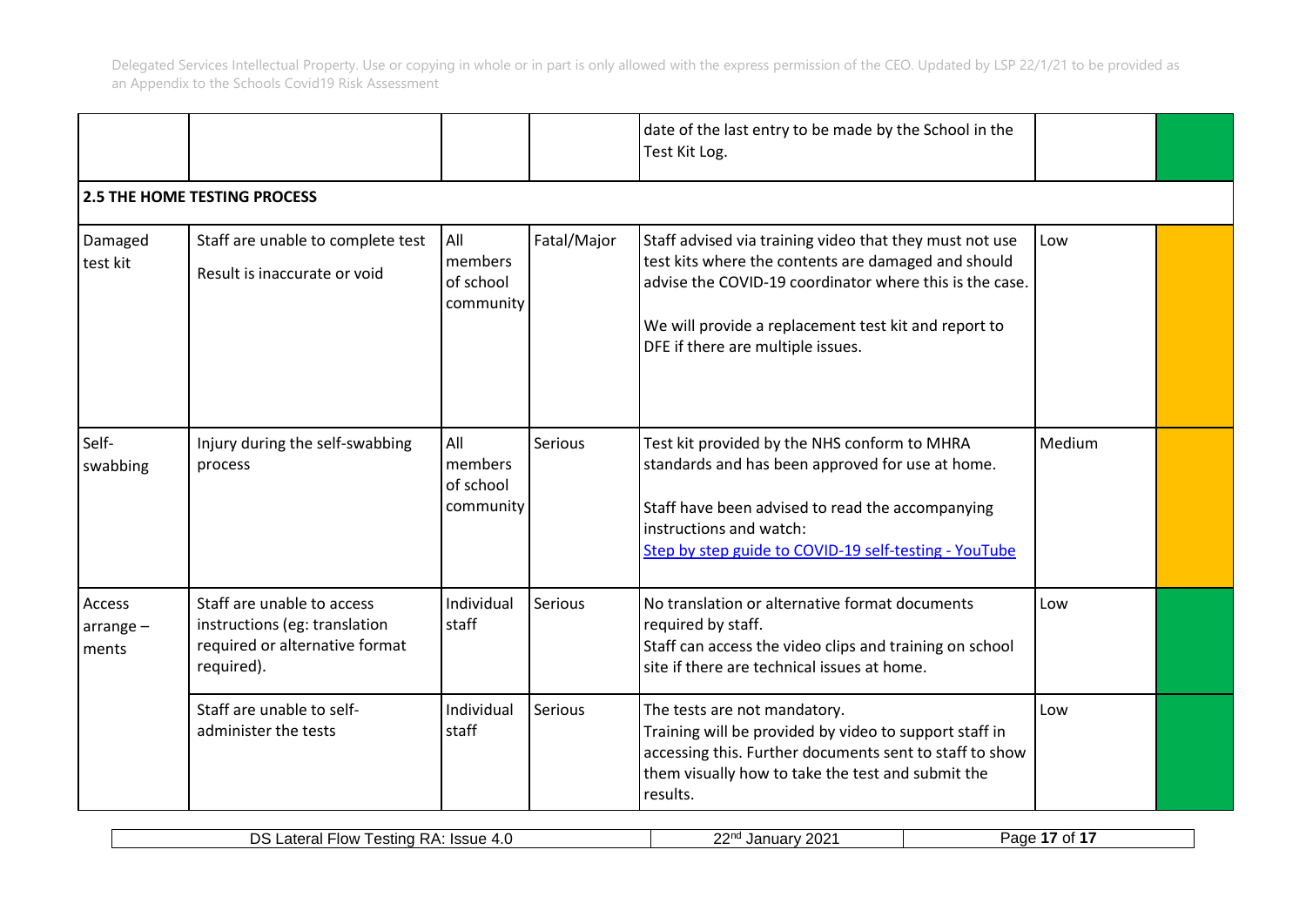| | | | | date of the last entry to be made by the School in the Test Kit Log. | | |
|---|---|---|---|---|---|---|
| **2.5 THE HOME TESTING PROCESS** | | | | | | |
| Damaged test kit | Staff are unable to complete test<br>Result is inaccurate or void | All members of school community | Fatal/Major | Staff advised via training video that they must not use test kits where the contents are damaged and should advise the COVID-19 coordinator where this is the case.<br>We will provide a replacement test kit and report to DFE if there are multiple issues. | Low | |
| Self-swabbing | Injury during the self-swabbing process | All members of school community | Serious | Test kit provided by the NHS conform to MHRA standards and has been approved for use at home.<br>Staff have been advised to read the accompanying instructions and watch:<br>Step by step guide to COVID-19 self-testing - YouTube | Medium | |
| Access arrange – ments | Staff are unable to access instructions (eg: translation required or alternative format required). | Individual staff | Serious | No translation or alternative format documents required by staff.<br>Staff can access the video clips and training on school site if there are technical issues at home. | Low | |
| | Staff are unable to self-administer the tests | Individual staff | Serious | The tests are not mandatory.<br>Training will be provided by video to support staff in accessing this. Further documents sent to staff to show them visually how to take the test and submit the results. | Low | |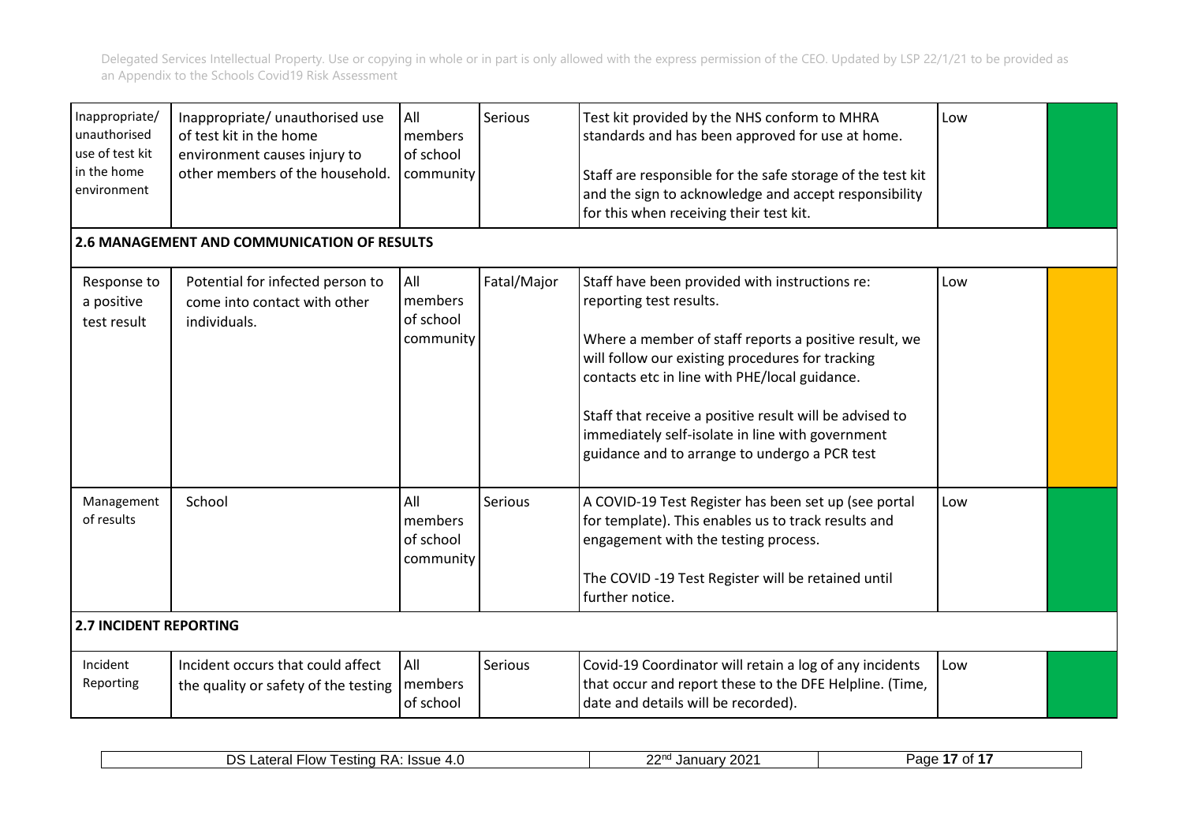| Inappropriate/ unauthorised use of test kit in the home environment | Inappropriate/ unauthorised use of test kit in the home environment causes injury to other members of the household. | All members of school community | Serious | Test kit provided by the NHS conform to MHRA standards and has been approved for use at home.<br><br>Staff are responsible for the safe storage of the test kit and the sign to acknowledge and accept responsibility for this when receiving their test kit. | Low | |
|---|---|---|---|---|---|---|
| **2.6 MANAGEMENT AND COMMUNICATION OF RESULTS** | | | | | | |
| Response to a positive test result | Potential for infected person to come into contact with other individuals. | All members of school community | Fatal/Major | Staff have been provided with instructions re: reporting test results.<br><br>Where a member of staff reports a positive result, we will follow our existing procedures for tracking contacts etc in line with PHE/local guidance.<br><br>Staff that receive a positive result will be advised to immediately self-isolate in line with government guidance and to arrange to undergo a PCR test | Low | |
| Management of results | School | All members of school community | Serious | A COVID-19 Test Register has been set up (see portal for template). This enables us to track results and engagement with the testing process.<br><br>The COVID -19 Test Register will be retained until further notice. | Low | |
| **2.7 INCIDENT REPORTING** | | | | | | |
| Incident Reporting | Incident occurs that could affect the quality or safety of the testing | All members of school | Serious | Covid-19 Coordinator will retain a log of any incidents that occur and report these to the DFE Helpline. (Time, date and details will be recorded). | Low | |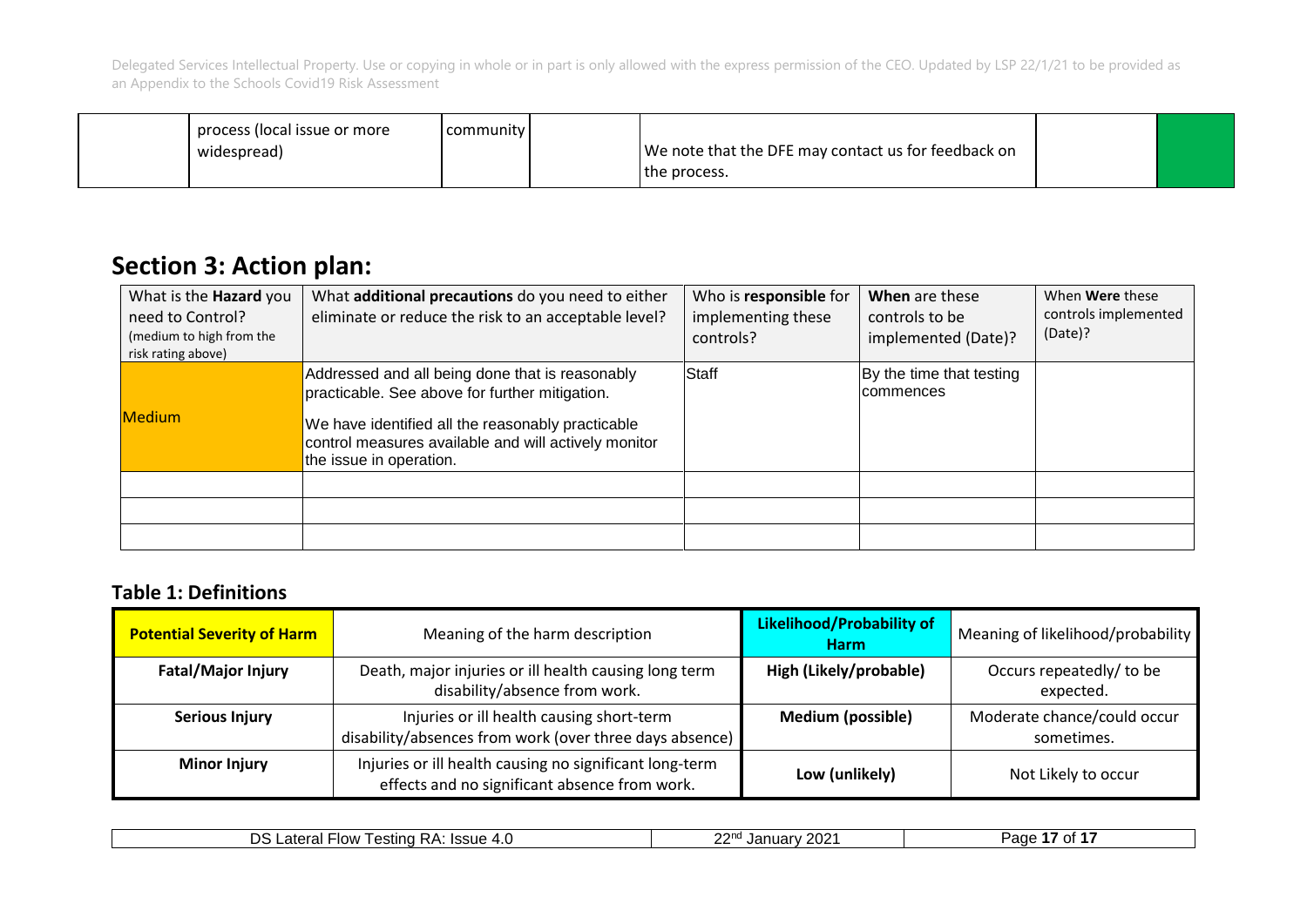| | process (local issue or more widespread) | community | | We note that the DFE may contact us for feedback on the process. | | |
|---|---|---|---|---|---|---|

## Section 3: Action plan:

| What is the **Hazard** you need to Control? (medium to high from the risk rating above) | What **additional precautions** do you need to either eliminate or reduce the risk to an acceptable level? | Who is **responsible** for implementing these controls? | **When** are these controls to be implemented (Date)? | When **Were** these controls implemented (Date)? |
|---|---|---|---|---|
| Medium | Addressed and all being done that is reasonably practicable. See above for further mitigation.<br><br>We have identified all the reasonably practicable control measures available and will actively monitor the issue in operation. | Staff | By the time that testing commences | |
| | | | | |
| | | | | |
| | | | | |

### Table 1: Definitions

| **Potential Severity of Harm** | Meaning of the harm description | **Likelihood/Probability of Harm** | Meaning of likelihood/probability |
|---|---|---|---|
| **Fatal/Major Injury** | Death, major injuries or ill health causing long term disability/absence from work. | **High (Likely/probable)** | Occurs repeatedly/ to be expected. |
| **Serious Injury** | Injuries or ill health causing short-term disability/absences from work (over three days absence) | **Medium (possible)** | Moderate chance/could occur sometimes. |
| **Minor Injury** | Injuries or ill health causing no significant long-term effects and no significant absence from work. | **Low (unlikely)** | Not Likely to occur |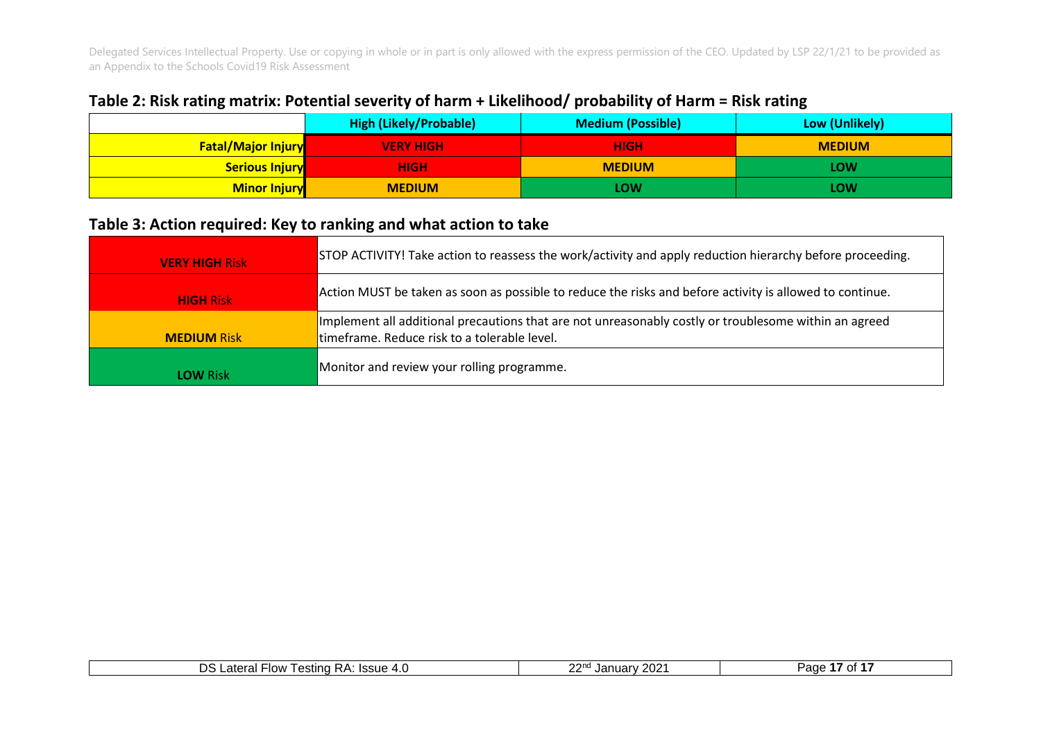## Table 2: Risk rating matrix: Potential severity of harm + Likelihood/ probability of Harm = Risk rating

| | High (Likely/Probable) | Medium (Possible) | Low (Unlikely) |
|---|---|---|---|
| **Fatal/Major Injury** | **VERY HIGH** | **HIGH** | **MEDIUM** |
| **Serious Injury** | **HIGH** | **MEDIUM** | **LOW** |
| **Minor Injury** | **MEDIUM** | **LOW** | **LOW** |

## Table 3: Action required: Key to ranking and what action to take

| | |
|---|---|
| **VERY HIGH** Risk | STOP ACTIVITY! Take action to reassess the work/activity and apply reduction hierarchy before proceeding. |
| **HIGH** Risk | Action MUST be taken as soon as possible to reduce the risks and before activity is allowed to continue. |
| **MEDIUM** Risk | Implement all additional precautions that are not unreasonably costly or troublesome within an agreed timeframe. Reduce risk to a tolerable level. |
| **LOW** Risk | Monitor and review your rolling programme. |